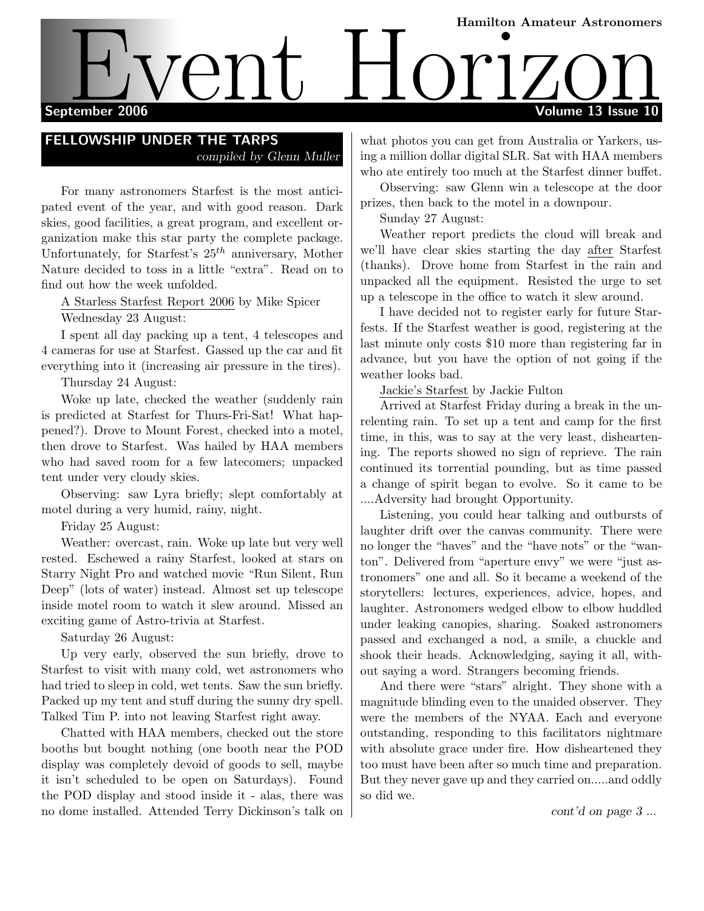# Event Horizon

Hamilton Amateur Astronomers

September 2006 — Volume 13 Issue 10

## FELLOWSHIP UNDER THE TARPS

*compiled by Glenn Muller*

For many astronomers Starfest is the most anticipated event of the year, and with good reason. Dark skies, good facilities, a great program, and excellent organization make this star party the complete package. Unfortunately, for Starfest's 25$^{th}$ anniversary, Mother Nature decided to toss in a little "extra". Read on to find out how the week unfolded.

A Starless Starfest Report 2006 by Mike Spicer

Wednesday 23 August:

I spent all day packing up a tent, 4 telescopes and 4 cameras for use at Starfest. Gassed up the car and fit everything into it (increasing air pressure in the tires).

Thursday 24 August:

Woke up late, checked the weather (suddenly rain is predicted at Starfest for Thurs-Fri-Sat! What happened?). Drove to Mount Forest, checked into a motel, then drove to Starfest. Was hailed by HAA members who had saved room for a few latecomers; unpacked tent under very cloudy skies.

Observing: saw Lyra briefly; slept comfortably at motel during a very humid, rainy, night.

Friday 25 August:

Weather: overcast, rain. Woke up late but very well rested. Eschewed a rainy Starfest, looked at stars on Starry Night Pro and watched movie "Run Silent, Run Deep" (lots of water) instead. Almost set up telescope inside motel room to watch it slew around. Missed an exciting game of Astro-trivia at Starfest.

Saturday 26 August:

Up very early, observed the sun briefly, drove to Starfest to visit with many cold, wet astronomers who had tried to sleep in cold, wet tents. Saw the sun briefly. Packed up my tent and stuff during the sunny dry spell. Talked Tim P. into not leaving Starfest right away.

Chatted with HAA members, checked out the store booths but bought nothing (one booth near the POD display was completely devoid of goods to sell, maybe it isn't scheduled to be open on Saturdays). Found the POD display and stood inside it - alas, there was no dome installed. Attended Terry Dickinson's talk on what photos you can get from Australia or Yarkers, using a million dollar digital SLR. Sat with HAA members who ate entirely too much at the Starfest dinner buffet.

Observing: saw Glenn win a telescope at the door prizes, then back to the motel in a downpour.

Sunday 27 August:

Weather report predicts the cloud will break and we'll have clear skies starting the day after Starfest (thanks). Drove home from Starfest in the rain and unpacked all the equipment. Resisted the urge to set up a telescope in the office to watch it slew around.

I have decided not to register early for future Starfests. If the Starfest weather is good, registering at the last minute only costs $10 more than registering far in advance, but you have the option of not going if the weather looks bad.

Jackie's Starfest by Jackie Fulton

Arrived at Starfest Friday during a break in the unrelenting rain. To set up a tent and camp for the first time, in this, was to say at the very least, disheartening. The reports showed no sign of reprieve. The rain continued its torrential pounding, but as time passed a change of spirit began to evolve. So it came to be ....Adversity had brought Opportunity.

Listening, you could hear talking and outbursts of laughter drift over the canvas community. There were no longer the "haves" and the "have nots" or the "wanton". Delivered from "aperture envy" we were "just astronomers" one and all. So it became a weekend of the storytellers: lectures, experiences, advice, hopes, and laughter. Astronomers wedged elbow to elbow huddled under leaking canopies, sharing. Soaked astronomers passed and exchanged a nod, a smile, a chuckle and shook their heads. Acknowledging, saying it all, without saying a word. Strangers becoming friends.

And there were "stars" alright. They shone with a magnitude blinding even to the unaided observer. They were the members of the NYAA. Each and everyone outstanding, responding to this facilitators nightmare with absolute grace under fire. How disheartened they too must have been after so much time and preparation. But they never gave up and they carried on.....and oddly so did we.

*cont'd on page 3 ...*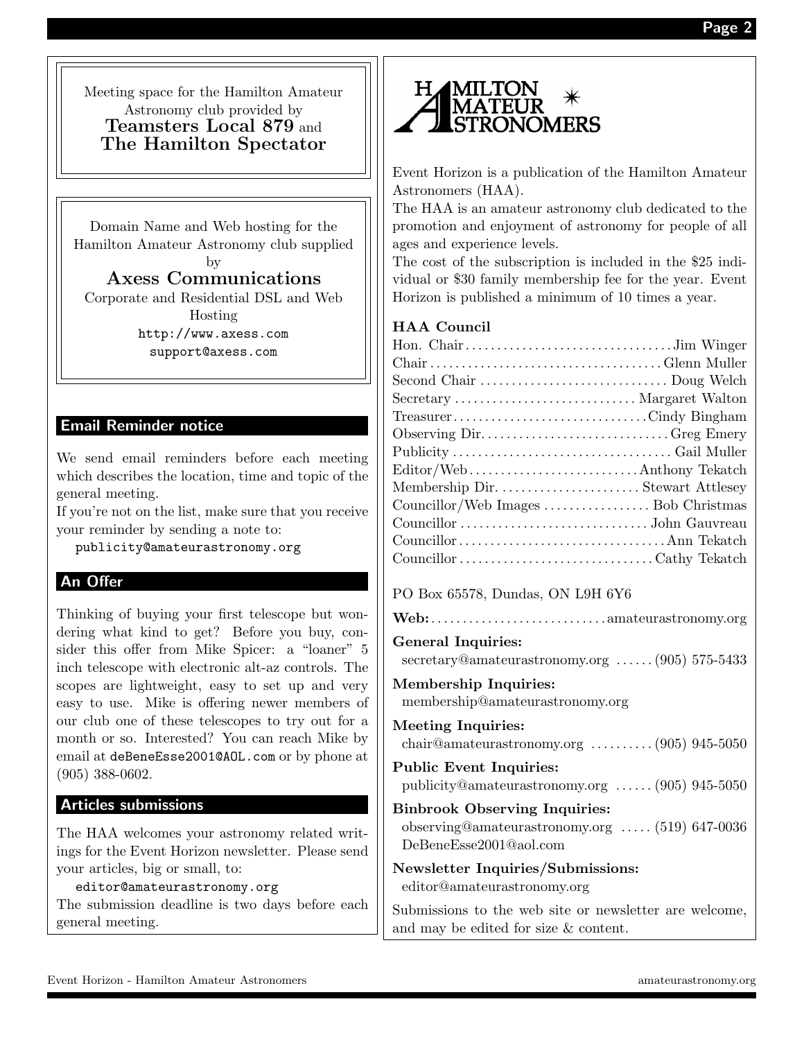Meeting space for the Hamilton Amateur Astronomy club provided by
**Teamsters Local 879** and
**The Hamilton Spectator**

Domain Name and Web hosting for the Hamilton Amateur Astronomy club supplied by
**Axess Communications**
Corporate and Residential DSL and Web Hosting
`http://www.axess.com`
`support@axess.com`

## Email Reminder notice

We send email reminders before each meeting which describes the location, time and topic of the general meeting.
If you're not on the list, make sure that you receive your reminder by sending a note to:
`publicity@amateurastronomy.org`

## An Offer

Thinking of buying your first telescope but wondering what kind to get? Before you buy, consider this offer from Mike Spicer: a "loaner" 5 inch telescope with electronic alt-az controls. The scopes are lightweight, easy to set up and very easy to use. Mike is offering newer members of our club one of these telescopes to try out for a month or so. Interested? You can reach Mike by email at `deBeneEsse2001@AOL.com` or by phone at (905) 388-0602.

## Articles submissions

The HAA welcomes your astronomy related writings for the Event Horizon newsletter. Please send your articles, big or small, to:
`editor@amateurastronomy.org`
The submission deadline is two days before each general meeting.

HAMILTON AMATEUR ASTRONOMERS

Event Horizon is a publication of the Hamilton Amateur Astronomers (HAA).
The HAA is an amateur astronomy club dedicated to the promotion and enjoyment of astronomy for people of all ages and experience levels.
The cost of the subscription is included in the $25 individual or $30 family membership fee for the year. Event Horizon is published a minimum of 10 times a year.

### HAA Council

| | |
|---|---|
| Hon. Chair | Jim Winger |
| Chair | Glenn Muller |
| Second Chair | Doug Welch |
| Secretary | Margaret Walton |
| Treasurer | Cindy Bingham |
| Observing Dir. | Greg Emery |
| Publicity | Gail Muller |
| Editor/Web | Anthony Tekatch |
| Membership Dir. | Stewart Attlesey |
| Councillor/Web Images | Bob Christmas |
| Councillor | John Gauvreau |
| Councillor | Ann Tekatch |
| Councillor | Cathy Tekatch |

PO Box 65578, Dundas, ON L9H 6Y6

**Web:** amateurastronomy.org

**General Inquiries:**
secretary@amateurastronomy.org ...... (905) 575-5433

**Membership Inquiries:**
membership@amateurastronomy.org

**Meeting Inquiries:**
chair@amateurastronomy.org .......... (905) 945-5050

**Public Event Inquiries:**
publicity@amateurastronomy.org ...... (905) 945-5050

**Binbrook Observing Inquiries:**
observing@amateurastronomy.org ..... (519) 647-0036
DeBeneEsse2001@aol.com

**Newsletter Inquiries/Submissions:**
editor@amateurastronomy.org

Submissions to the web site or newsletter are welcome, and may be edited for size & content.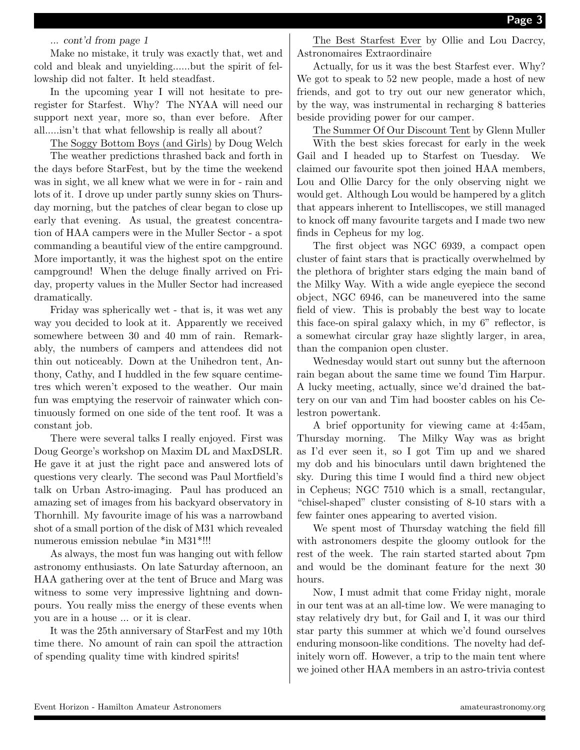*... cont'd from page 1*

Make no mistake, it truly was exactly that, wet and cold and bleak and unyielding......but the spirit of fellowship did not falter. It held steadfast.

In the upcoming year I will not hesitate to preregister for Starfest. Why? The NYAA will need our support next year, more so, than ever before. After all.....isn't that what fellowship is really all about?

The Soggy Bottom Boys (and Girls) by Doug Welch

The weather predictions thrashed back and forth in the days before StarFest, but by the time the weekend was in sight, we all knew what we were in for - rain and lots of it. I drove up under partly sunny skies on Thursday morning, but the patches of clear began to close up early that evening. As usual, the greatest concentration of HAA campers were in the Muller Sector - a spot commanding a beautiful view of the entire campground. More importantly, it was the highest spot on the entire campground! When the deluge finally arrived on Friday, property values in the Muller Sector had increased dramatically.

Friday was spherically wet - that is, it was wet any way you decided to look at it. Apparently we received somewhere between 30 and 40 mm of rain. Remarkably, the numbers of campers and attendees did not thin out noticeably. Down at the Unihedron tent, Anthony, Cathy, and I huddled in the few square centimetres which weren't exposed to the weather. Our main fun was emptying the reservoir of rainwater which continuously formed on one side of the tent roof. It was a constant job.

There were several talks I really enjoyed. First was Doug George's workshop on Maxim DL and MaxDSLR. He gave it at just the right pace and answered lots of questions very clearly. The second was Paul Mortfield's talk on Urban Astro-imaging. Paul has produced an amazing set of images from his backyard observatory in Thornhill. My favourite image of his was a narrowband shot of a small portion of the disk of M31 which revealed numerous emission nebulae *in M31*!!!

As always, the most fun was hanging out with fellow astronomy enthusiasts. On late Saturday afternoon, an HAA gathering over at the tent of Bruce and Marg was witness to some very impressive lightning and downpours. You really miss the energy of these events when you are in a house ... or it is clear.

It was the 25th anniversary of StarFest and my 10th time there. No amount of rain can spoil the attraction of spending quality time with kindred spirits!

The Best Starfest Ever by Ollie and Lou Dacrcy, Astronomaires Extraordinaire

Actually, for us it was the best Starfest ever. Why? We got to speak to 52 new people, made a host of new friends, and got to try out our new generator which, by the way, was instrumental in recharging 8 batteries beside providing power for our camper.

The Summer Of Our Discount Tent by Glenn Muller

With the best skies forecast for early in the week Gail and I headed up to Starfest on Tuesday. We claimed our favourite spot then joined HAA members, Lou and Ollie Darcy for the only observing night we would get. Although Lou would be hampered by a glitch that appears inherent to Intelliscopes, we still managed to knock off many favourite targets and I made two new finds in Cepheus for my log.

The first object was NGC 6939, a compact open cluster of faint stars that is practically overwhelmed by the plethora of brighter stars edging the main band of the Milky Way. With a wide angle eyepiece the second object, NGC 6946, can be maneuvered into the same field of view. This is probably the best way to locate this face-on spiral galaxy which, in my 6" reflector, is a somewhat circular gray haze slightly larger, in area, than the companion open cluster.

Wednesday would start out sunny but the afternoon rain began about the same time we found Tim Harpur. A lucky meeting, actually, since we'd drained the battery on our van and Tim had booster cables on his Celestron powertank.

A brief opportunity for viewing came at 4:45am, Thursday morning. The Milky Way was as bright as I'd ever seen it, so I got Tim up and we shared my dob and his binoculars until dawn brightened the sky. During this time I would find a third new object in Cepheus; NGC 7510 which is a small, rectangular, "chisel-shaped" cluster consisting of 8-10 stars with a few fainter ones appearing to averted vision.

We spent most of Thursday watching the field fill with astronomers despite the gloomy outlook for the rest of the week. The rain started started about 7pm and would be the dominant feature for the next 30 hours.

Now, I must admit that come Friday night, morale in our tent was at an all-time low. We were managing to stay relatively dry but, for Gail and I, it was our third star party this summer at which we'd found ourselves enduring monsoon-like conditions. The novelty had definitely worn off. However, a trip to the main tent where we joined other HAA members in an astro-trivia contest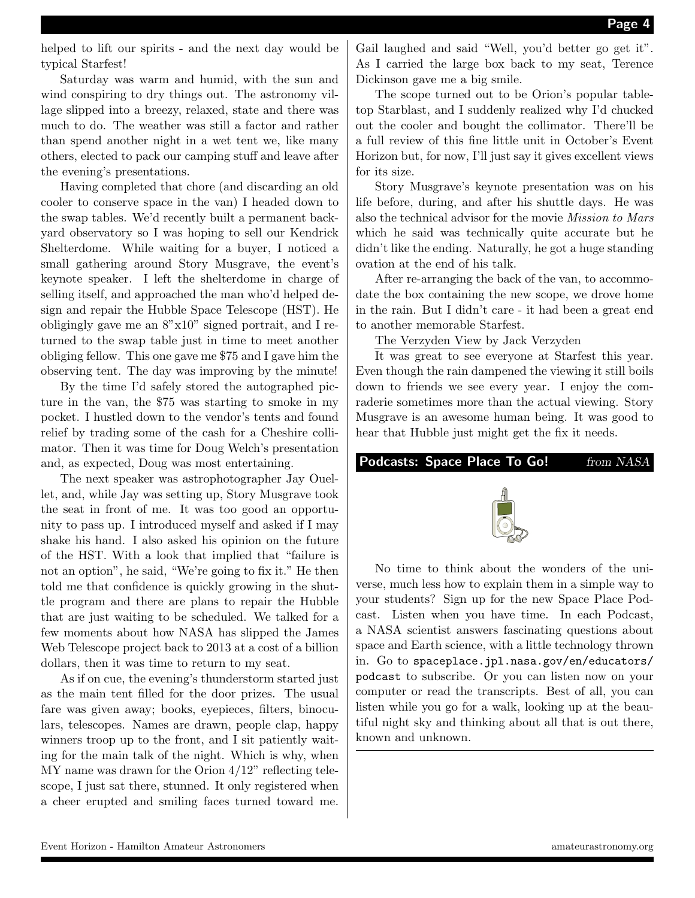helped to lift our spirits - and the next day would be typical Starfest!

Saturday was warm and humid, with the sun and wind conspiring to dry things out. The astronomy village slipped into a breezy, relaxed, state and there was much to do. The weather was still a factor and rather than spend another night in a wet tent we, like many others, elected to pack our camping stuff and leave after the evening's presentations.

Having completed that chore (and discarding an old cooler to conserve space in the van) I headed down to the swap tables. We'd recently built a permanent backyard observatory so I was hoping to sell our Kendrick Shelterdome. While waiting for a buyer, I noticed a small gathering around Story Musgrave, the event's keynote speaker. I left the shelterdome in charge of selling itself, and approached the man who'd helped design and repair the Hubble Space Telescope (HST). He obligingly gave me an 8"x10" signed portrait, and I returned to the swap table just in time to meet another obliging fellow. This one gave me $75 and I gave him the observing tent. The day was improving by the minute!

By the time I'd safely stored the autographed picture in the van, the $75 was starting to smoke in my pocket. I hustled down to the vendor's tents and found relief by trading some of the cash for a Cheshire collimator. Then it was time for Doug Welch's presentation and, as expected, Doug was most entertaining.

The next speaker was astrophotographer Jay Ouellet, and, while Jay was setting up, Story Musgrave took the seat in front of me. It was too good an opportunity to pass up. I introduced myself and asked if I may shake his hand. I also asked his opinion on the future of the HST. With a look that implied that "failure is not an option", he said, "We're going to fix it." He then told me that confidence is quickly growing in the shuttle program and there are plans to repair the Hubble that are just waiting to be scheduled. We talked for a few moments about how NASA has slipped the James Web Telescope project back to 2013 at a cost of a billion dollars, then it was time to return to my seat.

As if on cue, the evening's thunderstorm started just as the main tent filled for the door prizes. The usual fare was given away; books, eyepieces, filters, binoculars, telescopes. Names are drawn, people clap, happy winners troop up to the front, and I sit patiently waiting for the main talk of the night. Which is why, when MY name was drawn for the Orion 4/12" reflecting telescope, I just sat there, stunned. It only registered when a cheer erupted and smiling faces turned toward me. Gail laughed and said "Well, you'd better go get it". As I carried the large box back to my seat, Terence Dickinson gave me a big smile.

The scope turned out to be Orion's popular tabletop Starblast, and I suddenly realized why I'd chucked out the cooler and bought the collimator. There'll be a full review of this fine little unit in October's Event Horizon but, for now, I'll just say it gives excellent views for its size.

Story Musgrave's keynote presentation was on his life before, during, and after his shuttle days. He was also the technical advisor for the movie *Mission to Mars* which he said was technically quite accurate but he didn't like the ending. Naturally, he got a huge standing ovation at the end of his talk.

After re-arranging the back of the van, to accommodate the box containing the new scope, we drove home in the rain. But I didn't care - it had been a great end to another memorable Starfest.

<u>The Verzyden View</u> by Jack Verzyden

It was great to see everyone at Starfest this year. Even though the rain dampened the viewing it still boils down to friends we see every year. I enjoy the comraderie sometimes more than the actual viewing. Story Musgrave is an awesome human being. It was good to hear that Hubble just might get the fix it needs.

## Podcasts: Space Place To Go! *from NASA*

No time to think about the wonders of the universe, much less how to explain them in a simple way to your students? Sign up for the new Space Place Podcast. Listen when you have time. In each Podcast, a NASA scientist answers fascinating questions about space and Earth science, with a little technology thrown in. Go to `spaceplace.jpl.nasa.gov/en/educators/podcast` to subscribe. Or you can listen now on your computer or read the transcripts. Best of all, you can listen while you go for a walk, looking up at the beautiful night sky and thinking about all that is out there, known and unknown.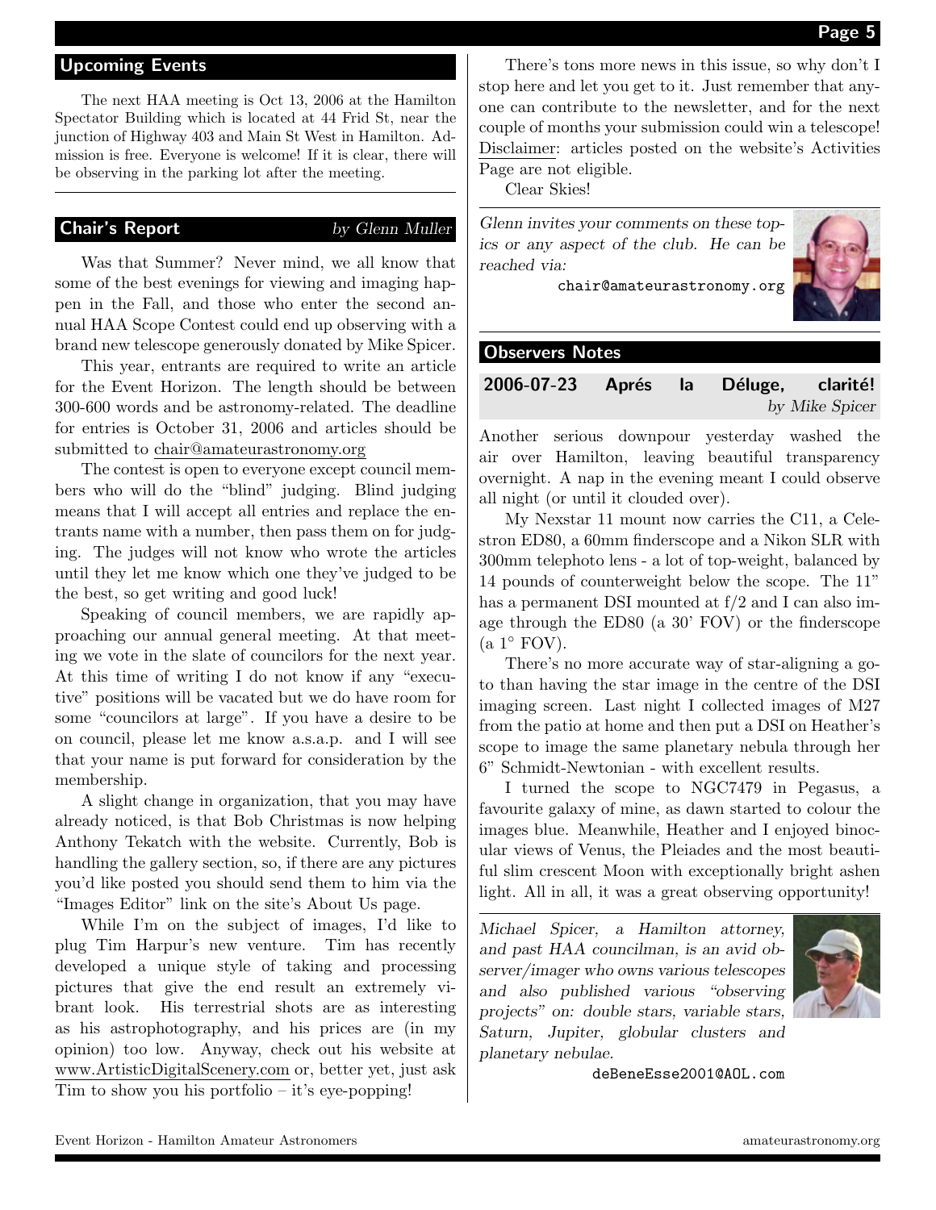## Upcoming Events

The next HAA meeting is Oct 13, 2006 at the Hamilton Spectator Building which is located at 44 Frid St, near the junction of Highway 403 and Main St West in Hamilton. Admission is free. Everyone is welcome! If it is clear, there will be observing in the parking lot after the meeting.

## Chair's Report

*by Glenn Muller*

Was that Summer? Never mind, we all know that some of the best evenings for viewing and imaging happen in the Fall, and those who enter the second annual HAA Scope Contest could end up observing with a brand new telescope generously donated by Mike Spicer.

This year, entrants are required to write an article for the Event Horizon. The length should be between 300-600 words and be astronomy-related. The deadline for entries is October 31, 2006 and articles should be submitted to chair@amateurastronomy.org

The contest is open to everyone except council members who will do the "blind" judging. Blind judging means that I will accept all entries and replace the entrants name with a number, then pass them on for judging. The judges will not know who wrote the articles until they let me know which one they've judged to be the best, so get writing and good luck!

Speaking of council members, we are rapidly approaching our annual general meeting. At that meeting we vote in the slate of councilors for the next year. At this time of writing I do not know if any "executive" positions will be vacated but we do have room for some "councilors at large". If you have a desire to be on council, please let me know a.s.a.p. and I will see that your name is put forward for consideration by the membership.

A slight change in organization, that you may have already noticed, is that Bob Christmas is now helping Anthony Tekatch with the website. Currently, Bob is handling the gallery section, so, if there are any pictures you'd like posted you should send them to him via the "Images Editor" link on the site's About Us page.

While I'm on the subject of images, I'd like to plug Tim Harpur's new venture. Tim has recently developed a unique style of taking and processing pictures that give the end result an extremely vibrant look. His terrestrial shots are as interesting as his astrophotography, and his prices are (in my opinion) too low. Anyway, check out his website at www.ArtisticDigitalScenery.com or, better yet, just ask Tim to show you his portfolio – it's eye-popping!

There's tons more news in this issue, so why don't I stop here and let you get to it. Just remember that anyone can contribute to the newsletter, and for the next couple of months your submission could win a telescope! Disclaimer: articles posted on the website's Activities Page are not eligible.

Clear Skies!

*Glenn invites your comments on these topics or any aspect of the club. He can be reached via:*

chair@amateurastronomy.org

## Observers Notes

### 2006-07-23 Aprés la Déluge, clarité!

*by Mike Spicer*

Another serious downpour yesterday washed the air over Hamilton, leaving beautiful transparency overnight. A nap in the evening meant I could observe all night (or until it clouded over).

My Nexstar 11 mount now carries the C11, a Celestron ED80, a 60mm finderscope and a Nikon SLR with 300mm telephoto lens - a lot of top-weight, balanced by 14 pounds of counterweight below the scope. The 11" has a permanent DSI mounted at f/2 and I can also image through the ED80 (a 30' FOV) or the finderscope (a 1° FOV).

There's no more accurate way of star-aligning a go-to than having the star image in the centre of the DSI imaging screen. Last night I collected images of M27 from the patio at home and then put a DSI on Heather's scope to image the same planetary nebula through her 6" Schmidt-Newtonian - with excellent results.

I turned the scope to NGC7479 in Pegasus, a favourite galaxy of mine, as dawn started to colour the images blue. Meanwhile, Heather and I enjoyed binocular views of Venus, the Pleiades and the most beautiful slim crescent Moon with exceptionally bright ashen light. All in all, it was a great observing opportunity!

*Michael Spicer, a Hamilton attorney, and past HAA councilman, is an avid observer/imager who owns various telescopes and also published various "observing projects" on: double stars, variable stars, Saturn, Jupiter, globular clusters and planetary nebulae.*

deBeneEsse2001@AOL.com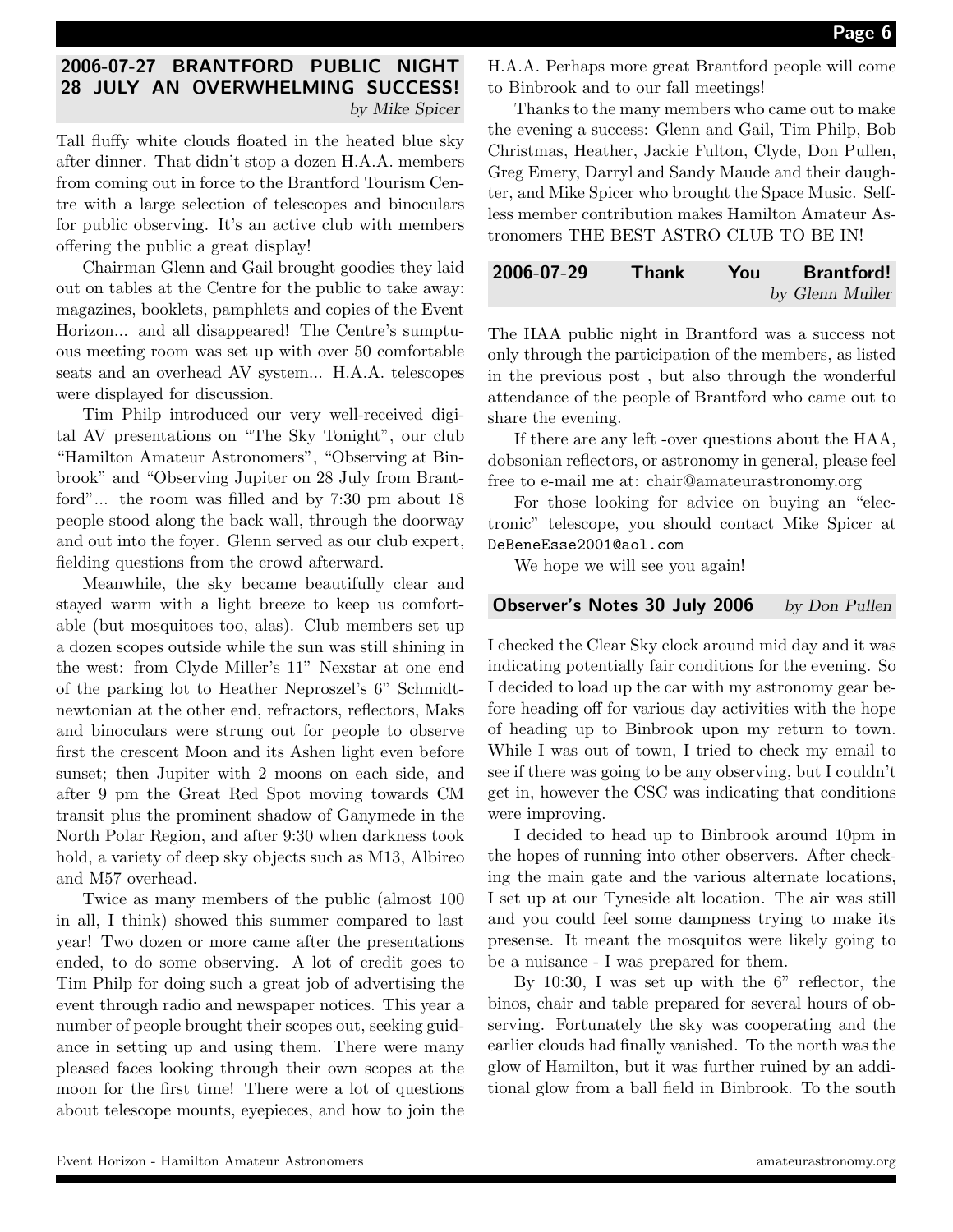## 2006-07-27 BRANTFORD PUBLIC NIGHT 28 JULY AN OVERWHELMING SUCCESS!

*by Mike Spicer*

Tall fluffy white clouds floated in the heated blue sky after dinner. That didn't stop a dozen H.A.A. members from coming out in force to the Brantford Tourism Centre with a large selection of telescopes and binoculars for public observing. It's an active club with members offering the public a great display!

Chairman Glenn and Gail brought goodies they laid out on tables at the Centre for the public to take away: magazines, booklets, pamphlets and copies of the Event Horizon... and all disappeared! The Centre's sumptuous meeting room was set up with over 50 comfortable seats and an overhead AV system... H.A.A. telescopes were displayed for discussion.

Tim Philp introduced our very well-received digital AV presentations on "The Sky Tonight", our club "Hamilton Amateur Astronomers", "Observing at Binbrook" and "Observing Jupiter on 28 July from Brantford"... the room was filled and by 7:30 pm about 18 people stood along the back wall, through the doorway and out into the foyer. Glenn served as our club expert, fielding questions from the crowd afterward.

Meanwhile, the sky became beautifully clear and stayed warm with a light breeze to keep us comfortable (but mosquitoes too, alas). Club members set up a dozen scopes outside while the sun was still shining in the west: from Clyde Miller's 11" Nexstar at one end of the parking lot to Heather Neproszel's 6" Schmidt-newtonian at the other end, refractors, reflectors, Maks and binoculars were strung out for people to observe first the crescent Moon and its Ashen light even before sunset; then Jupiter with 2 moons on each side, and after 9 pm the Great Red Spot moving towards CM transit plus the prominent shadow of Ganymede in the North Polar Region, and after 9:30 when darkness took hold, a variety of deep sky objects such as M13, Albireo and M57 overhead.

Twice as many members of the public (almost 100 in all, I think) showed this summer compared to last year! Two dozen or more came after the presentations ended, to do some observing. A lot of credit goes to Tim Philp for doing such a great job of advertising the event through radio and newspaper notices. This year a number of people brought their scopes out, seeking guidance in setting up and using them. There were many pleased faces looking through their own scopes at the moon for the first time! There were a lot of questions about telescope mounts, eyepieces, and how to join the H.A.A. Perhaps more great Brantford people will come to Binbrook and to our fall meetings!

Thanks to the many members who came out to make the evening a success: Glenn and Gail, Tim Philp, Bob Christmas, Heather, Jackie Fulton, Clyde, Don Pullen, Greg Emery, Darryl and Sandy Maude and their daughter, and Mike Spicer who brought the Space Music. Selfless member contribution makes Hamilton Amateur Astronomers THE BEST ASTRO CLUB TO BE IN!

## 2006-07-29 Thank You Brantford!

*by Glenn Muller*

The HAA public night in Brantford was a success not only through the participation of the members, as listed in the previous post , but also through the wonderful attendance of the people of Brantford who came out to share the evening.

If there are any left -over questions about the HAA, dobsonian reflectors, or astronomy in general, please feel free to e-mail me at: chair@amateurastronomy.org

For those looking for advice on buying an "electronic" telescope, you should contact Mike Spicer at `DeBeneEsse2001@aol.com`

We hope we will see you again!

## Observer's Notes 30 July 2006

*by Don Pullen*

I checked the Clear Sky clock around mid day and it was indicating potentially fair conditions for the evening. So I decided to load up the car with my astronomy gear before heading off for various day activities with the hope of heading up to Binbrook upon my return to town. While I was out of town, I tried to check my email to see if there was going to be any observing, but I couldn't get in, however the CSC was indicating that conditions were improving.

I decided to head up to Binbrook around 10pm in the hopes of running into other observers. After checking the main gate and the various alternate locations, I set up at our Tyneside alt location. The air was still and you could feel some dampness trying to make its presense. It meant the mosquitos were likely going to be a nuisance - I was prepared for them.

By 10:30, I was set up with the 6" reflector, the binos, chair and table prepared for several hours of observing. Fortunately the sky was cooperating and the earlier clouds had finally vanished. To the north was the glow of Hamilton, but it was further ruined by an additional glow from a ball field in Binbrook. To the south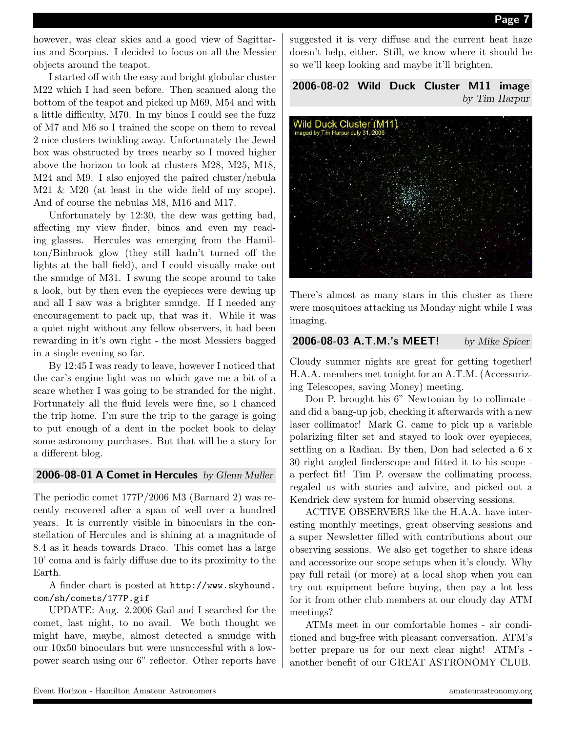however, was clear skies and a good view of Sagittarius and Scorpius. I decided to focus on all the Messier objects around the teapot.

I started off with the easy and bright globular cluster M22 which I had seen before. Then scanned along the bottom of the teapot and picked up M69, M54 and with a little difficulty, M70. In my binos I could see the fuzz of M7 and M6 so I trained the scope on them to reveal 2 nice clusters twinkling away. Unfortunately the Jewel box was obstructed by trees nearby so I moved higher above the horizon to look at clusters M28, M25, M18, M24 and M9. I also enjoyed the paired cluster/nebula M21 & M20 (at least in the wide field of my scope). And of course the nebulas M8, M16 and M17.

Unfortunately by 12:30, the dew was getting bad, affecting my view finder, binos and even my reading glasses. Hercules was emerging from the Hamilton/Binbrook glow (they still hadn't turned off the lights at the ball field), and I could visually make out the smudge of M31. I swung the scope around to take a look, but by then even the eyepieces were dewing up and all I saw was a brighter smudge. If I needed any encouragement to pack up, that was it. While it was a quiet night without any fellow observers, it had been rewarding in it's own right - the most Messiers bagged in a single evening so far.

By 12:45 I was ready to leave, however I noticed that the car's engine light was on which gave me a bit of a scare whether I was going to be stranded for the night. Fortunately all the fluid levels were fine, so I chanced the trip home. I'm sure the trip to the garage is going to put enough of a dent in the pocket book to delay some astronomy purchases. But that will be a story for a different blog.

## 2006-08-01 A Comet in Hercules *by Glenn Muller*

The periodic comet 177P/2006 M3 (Barnard 2) was recently recovered after a span of well over a hundred years. It is currently visible in binoculars in the constellation of Hercules and is shining at a magnitude of 8.4 as it heads towards Draco. This comet has a large 10' coma and is fairly diffuse due to its proximity to the Earth.

A finder chart is posted at `http://www.skyhound.com/sh/comets/177P.gif`

UPDATE: Aug. 2,2006 Gail and I searched for the comet, last night, to no avail. We both thought we might have, maybe, almost detected a smudge with our 10x50 binoculars but were unsuccessful with a low-power search using our 6" reflector. Other reports have suggested it is very diffuse and the current heat haze doesn't help, either. Still, we know where it should be so we'll keep looking and maybe it'll brighten.

## 2006-08-02 Wild Duck Cluster M11 image *by Tim Harpur*

Wild Duck Cluster (M11)
Imaged by Tim Harpur July 31, 2006

There's almost as many stars in this cluster as there were mosquitoes attacking us Monday night while I was imaging.

## 2006-08-03 A.T.M.'s MEET! *by Mike Spicer*

Cloudy summer nights are great for getting together! H.A.A. members met tonight for an A.T.M. (Accessorizing Telescopes, saving Money) meeting.

Don P. brought his 6" Newtonian by to collimate - and did a bang-up job, checking it afterwards with a new laser collimator! Mark G. came to pick up a variable polarizing filter set and stayed to look over eyepieces, settling on a Radian. By then, Don had selected a 6 x 30 right angled finderscope and fitted it to his scope - a perfect fit! Tim P. oversaw the collimating process, regaled us with stories and advice, and picked out a Kendrick dew system for humid observing sessions.

ACTIVE OBSERVERS like the H.A.A. have interesting monthly meetings, great observing sessions and a super Newsletter filled with contributions about our observing sessions. We also get together to share ideas and accessorize our scope setups when it's cloudy. Why pay full retail (or more) at a local shop when you can try out equipment before buying, then pay a lot less for it from other club members at our cloudy day ATM meetings?

ATMs meet in our comfortable homes - air conditioned and bug-free with pleasant conversation. ATM's better prepare us for our next clear night! ATM's - another benefit of our GREAT ASTRONOMY CLUB.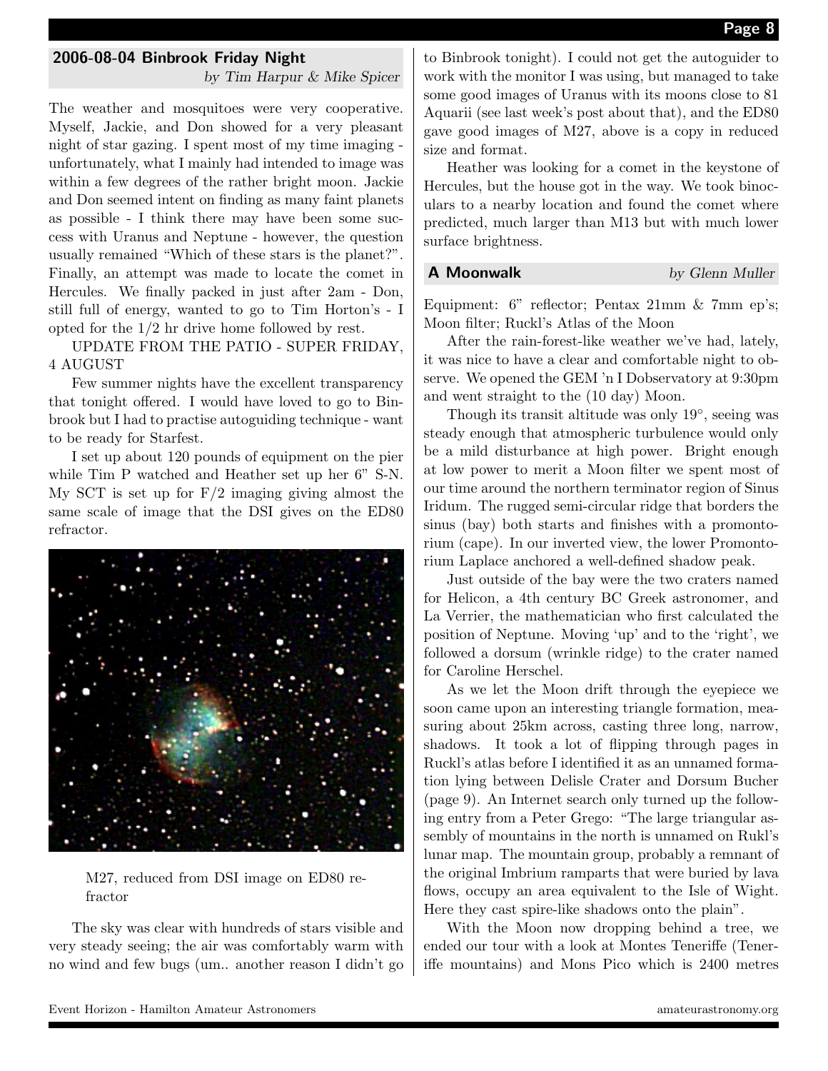## 2006-08-04 Binbrook Friday Night

*by Tim Harpur & Mike Spicer*

The weather and mosquitoes were very cooperative. Myself, Jackie, and Don showed for a very pleasant night of star gazing. I spent most of my time imaging - unfortunately, what I mainly had intended to image was within a few degrees of the rather bright moon. Jackie and Don seemed intent on finding as many faint planets as possible - I think there may have been some success with Uranus and Neptune - however, the question usually remained "Which of these stars is the planet?". Finally, an attempt was made to locate the comet in Hercules. We finally packed in just after 2am - Don, still full of energy, wanted to go to Tim Horton's - I opted for the 1/2 hr drive home followed by rest.

UPDATE FROM THE PATIO - SUPER FRIDAY, 4 AUGUST

Few summer nights have the excellent transparency that tonight offered. I would have loved to go to Binbrook but I had to practise autoguiding technique - want to be ready for Starfest.

I set up about 120 pounds of equipment on the pier while Tim P watched and Heather set up her 6" S-N. My SCT is set up for F/2 imaging giving almost the same scale of image that the DSI gives on the ED80 refractor.

M27, reduced from DSI image on ED80 refractor

The sky was clear with hundreds of stars visible and very steady seeing; the air was comfortably warm with no wind and few bugs (um.. another reason I didn't go to Binbrook tonight). I could not get the autoguider to work with the monitor I was using, but managed to take some good images of Uranus with its moons close to 81 Aquarii (see last week's post about that), and the ED80 gave good images of M27, above is a copy in reduced size and format.

Heather was looking for a comet in the keystone of Hercules, but the house got in the way. We took binoculars to a nearby location and found the comet where predicted, much larger than M13 but with much lower surface brightness.

## A Moonwalk

*by Glenn Muller*

Equipment: 6" reflector; Pentax 21mm & 7mm ep's; Moon filter; Ruckl's Atlas of the Moon

After the rain-forest-like weather we've had, lately, it was nice to have a clear and comfortable night to observe. We opened the GEM 'n I Dobservatory at 9:30pm and went straight to the (10 day) Moon.

Though its transit altitude was only 19°, seeing was steady enough that atmospheric turbulence would only be a mild disturbance at high power. Bright enough at low power to merit a Moon filter we spent most of our time around the northern terminator region of Sinus Iridum. The rugged semi-circular ridge that borders the sinus (bay) both starts and finishes with a promontorium (cape). In our inverted view, the lower Promontorium Laplace anchored a well-defined shadow peak.

Just outside of the bay were the two craters named for Helicon, a 4th century BC Greek astronomer, and La Verrier, the mathematician who first calculated the position of Neptune. Moving 'up' and to the 'right', we followed a dorsum (wrinkle ridge) to the crater named for Caroline Herschel.

As we let the Moon drift through the eyepiece we soon came upon an interesting triangle formation, measuring about 25km across, casting three long, narrow, shadows. It took a lot of flipping through pages in Ruckl's atlas before I identified it as an unnamed formation lying between Delisle Crater and Dorsum Bucher (page 9). An Internet search only turned up the following entry from a Peter Grego: "The large triangular assembly of mountains in the north is unnamed on Rukl's lunar map. The mountain group, probably a remnant of the original Imbrium ramparts that were buried by lava flows, occupy an area equivalent to the Isle of Wight. Here they cast spire-like shadows onto the plain".

With the Moon now dropping behind a tree, we ended our tour with a look at Montes Teneriffe (Teneriffe mountains) and Mons Pico which is 2400 metres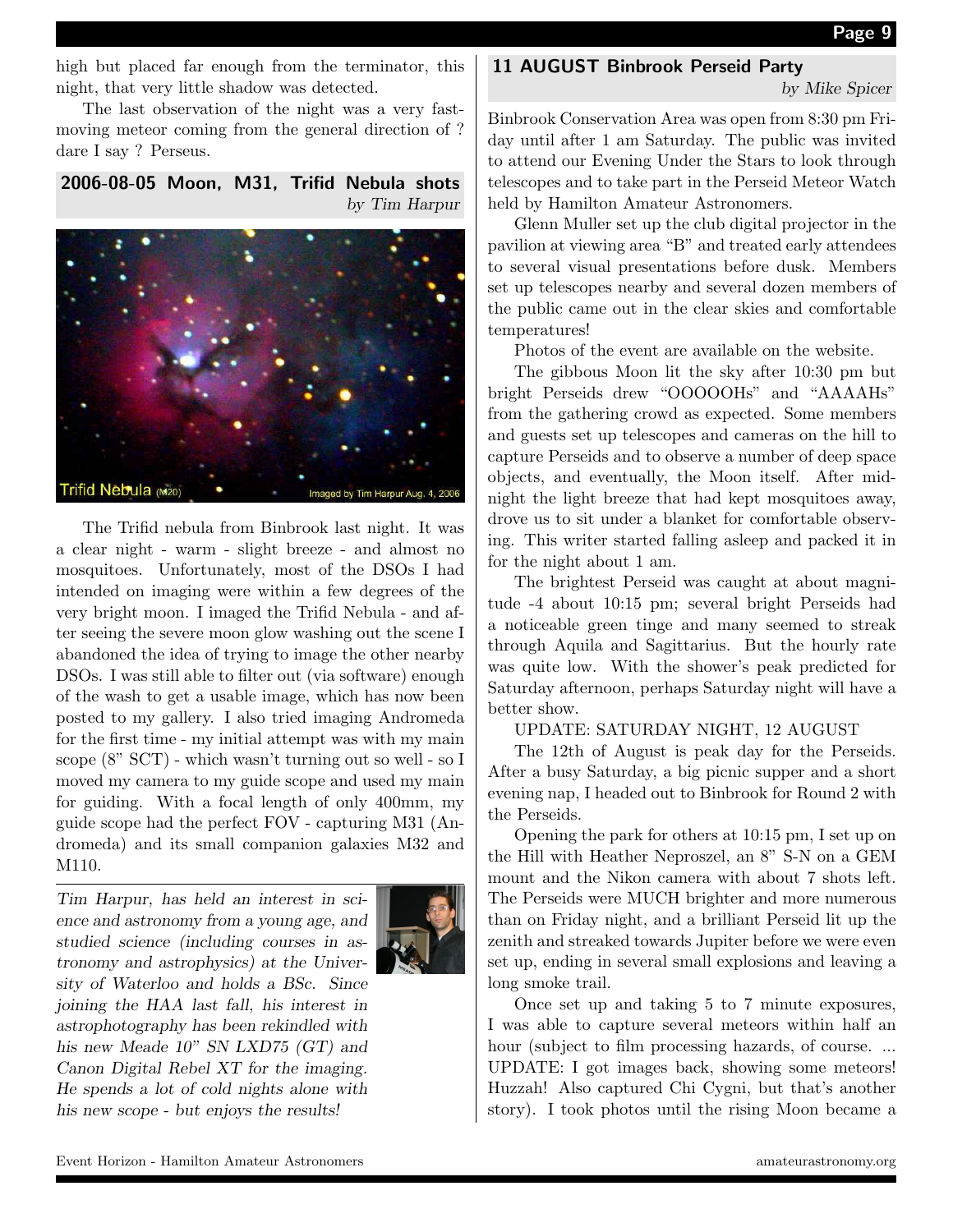high but placed far enough from the terminator, this night, that very little shadow was detected.

The last observation of the night was a very fast-moving meteor coming from the general direction of ? dare I say ? Perseus.

## 2006-08-05 Moon, M31, Trifid Nebula shots

*by Tim Harpur*

The Trifid nebula from Binbrook last night. It was a clear night - warm - slight breeze - and almost no mosquitoes. Unfortunately, most of the DSOs I had intended on imaging were within a few degrees of the very bright moon. I imaged the Trifid Nebula - and after seeing the severe moon glow washing out the scene I abandoned the idea of trying to image the other nearby DSOs. I was still able to filter out (via software) enough of the wash to get a usable image, which has now been posted to my gallery. I also tried imaging Andromeda for the first time - my initial attempt was with my main scope (8" SCT) - which wasn't turning out so well - so I moved my camera to my guide scope and used my main for guiding. With a focal length of only 400mm, my guide scope had the perfect FOV - capturing M31 (Andromeda) and its small companion galaxies M32 and M110.

*Tim Harpur, has held an interest in science and astronomy from a young age, and studied science (including courses in astronomy and astrophysics) at the University of Waterloo and holds a BSc. Since joining the HAA last fall, his interest in astrophotography has been rekindled with his new Meade 10" SN LXD75 (GT) and Canon Digital Rebel XT for the imaging. He spends a lot of cold nights alone with his new scope - but enjoys the results!*

## 11 AUGUST Binbrook Perseid Party

*by Mike Spicer*

Binbrook Conservation Area was open from 8:30 pm Friday until after 1 am Saturday. The public was invited to attend our Evening Under the Stars to look through telescopes and to take part in the Perseid Meteor Watch held by Hamilton Amateur Astronomers.

Glenn Muller set up the club digital projector in the pavilion at viewing area "B" and treated early attendees to several visual presentations before dusk. Members set up telescopes nearby and several dozen members of the public came out in the clear skies and comfortable temperatures!

Photos of the event are available on the website.

The gibbous Moon lit the sky after 10:30 pm but bright Perseids drew "OOOOOHs" and "AAAAHs" from the gathering crowd as expected. Some members and guests set up telescopes and cameras on the hill to capture Perseids and to observe a number of deep space objects, and eventually, the Moon itself. After midnight the light breeze that had kept mosquitoes away, drove us to sit under a blanket for comfortable observing. This writer started falling asleep and packed it in for the night about 1 am.

The brightest Perseid was caught at about magnitude -4 about 10:15 pm; several bright Perseids had a noticeable green tinge and many seemed to streak through Aquila and Sagittarius. But the hourly rate was quite low. With the shower's peak predicted for Saturday afternoon, perhaps Saturday night will have a better show.

UPDATE: SATURDAY NIGHT, 12 AUGUST

The 12th of August is peak day for the Perseids. After a busy Saturday, a big picnic supper and a short evening nap, I headed out to Binbrook for Round 2 with the Perseids.

Opening the park for others at 10:15 pm, I set up on the Hill with Heather Neproszel, an 8" S-N on a GEM mount and the Nikon camera with about 7 shots left. The Perseids were MUCH brighter and more numerous than on Friday night, and a brilliant Perseid lit up the zenith and streaked towards Jupiter before we were even set up, ending in several small explosions and leaving a long smoke trail.

Once set up and taking 5 to 7 minute exposures, I was able to capture several meteors within half an hour (subject to film processing hazards, of course. ... UPDATE: I got images back, showing some meteors! Huzzah! Also captured Chi Cygni, but that's another story). I took photos until the rising Moon became a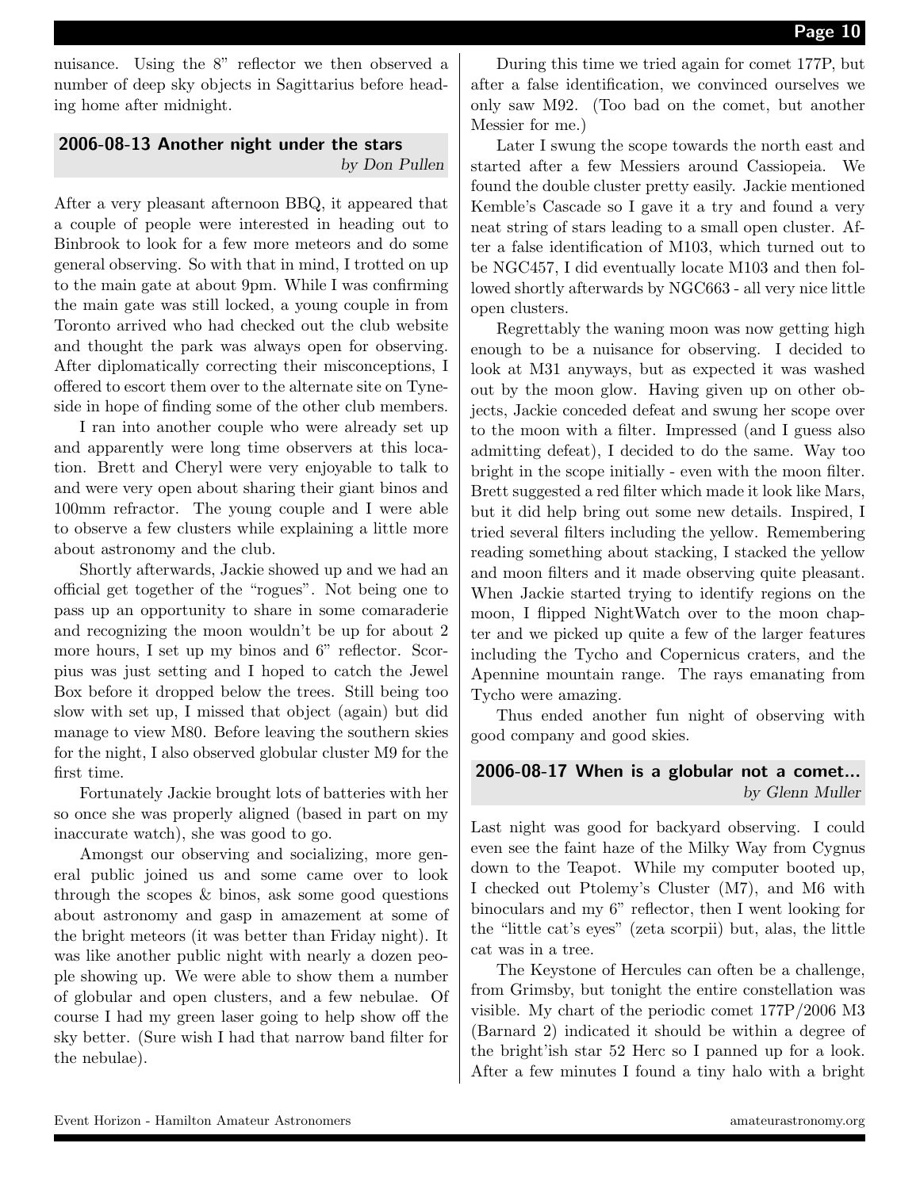nuisance. Using the 8" reflector we then observed a number of deep sky objects in Sagittarius before heading home after midnight.

## 2006-08-13 Another night under the stars

*by Don Pullen*

After a very pleasant afternoon BBQ, it appeared that a couple of people were interested in heading out to Binbrook to look for a few more meteors and do some general observing. So with that in mind, I trotted on up to the main gate at about 9pm. While I was confirming the main gate was still locked, a young couple in from Toronto arrived who had checked out the club website and thought the park was always open for observing. After diplomatically correcting their misconceptions, I offered to escort them over to the alternate site on Tyneside in hope of finding some of the other club members.

I ran into another couple who were already set up and apparently were long time observers at this location. Brett and Cheryl were very enjoyable to talk to and were very open about sharing their giant binos and 100mm refractor. The young couple and I were able to observe a few clusters while explaining a little more about astronomy and the club.

Shortly afterwards, Jackie showed up and we had an official get together of the "rogues". Not being one to pass up an opportunity to share in some comaraderie and recognizing the moon wouldn't be up for about 2 more hours, I set up my binos and 6" reflector. Scorpius was just setting and I hoped to catch the Jewel Box before it dropped below the trees. Still being too slow with set up, I missed that object (again) but did manage to view M80. Before leaving the southern skies for the night, I also observed globular cluster M9 for the first time.

Fortunately Jackie brought lots of batteries with her so once she was properly aligned (based in part on my inaccurate watch), she was good to go.

Amongst our observing and socializing, more general public joined us and some came over to look through the scopes & binos, ask some good questions about astronomy and gasp in amazement at some of the bright meteors (it was better than Friday night). It was like another public night with nearly a dozen people showing up. We were able to show them a number of globular and open clusters, and a few nebulae. Of course I had my green laser going to help show off the sky better. (Sure wish I had that narrow band filter for the nebulae).

During this time we tried again for comet 177P, but after a false identification, we convinced ourselves we only saw M92. (Too bad on the comet, but another Messier for me.)

Later I swung the scope towards the north east and started after a few Messiers around Cassiopeia. We found the double cluster pretty easily. Jackie mentioned Kemble's Cascade so I gave it a try and found a very neat string of stars leading to a small open cluster. After a false identification of M103, which turned out to be NGC457, I did eventually locate M103 and then followed shortly afterwards by NGC663 - all very nice little open clusters.

Regrettably the waning moon was now getting high enough to be a nuisance for observing. I decided to look at M31 anyways, but as expected it was washed out by the moon glow. Having given up on other objects, Jackie conceded defeat and swung her scope over to the moon with a filter. Impressed (and I guess also admitting defeat), I decided to do the same. Way too bright in the scope initially - even with the moon filter. Brett suggested a red filter which made it look like Mars, but it did help bring out some new details. Inspired, I tried several filters including the yellow. Remembering reading something about stacking, I stacked the yellow and moon filters and it made observing quite pleasant. When Jackie started trying to identify regions on the moon, I flipped NightWatch over to the moon chapter and we picked up quite a few of the larger features including the Tycho and Copernicus craters, and the Apennine mountain range. The rays emanating from Tycho were amazing.

Thus ended another fun night of observing with good company and good skies.

## 2006-08-17 When is a globular not a comet...

*by Glenn Muller*

Last night was good for backyard observing. I could even see the faint haze of the Milky Way from Cygnus down to the Teapot. While my computer booted up, I checked out Ptolemy's Cluster (M7), and M6 with binoculars and my 6" reflector, then I went looking for the "little cat's eyes" (zeta scorpii) but, alas, the little cat was in a tree.

The Keystone of Hercules can often be a challenge, from Grimsby, but tonight the entire constellation was visible. My chart of the periodic comet 177P/2006 M3 (Barnard 2) indicated it should be within a degree of the bright'ish star 52 Herc so I panned up for a look. After a few minutes I found a tiny halo with a bright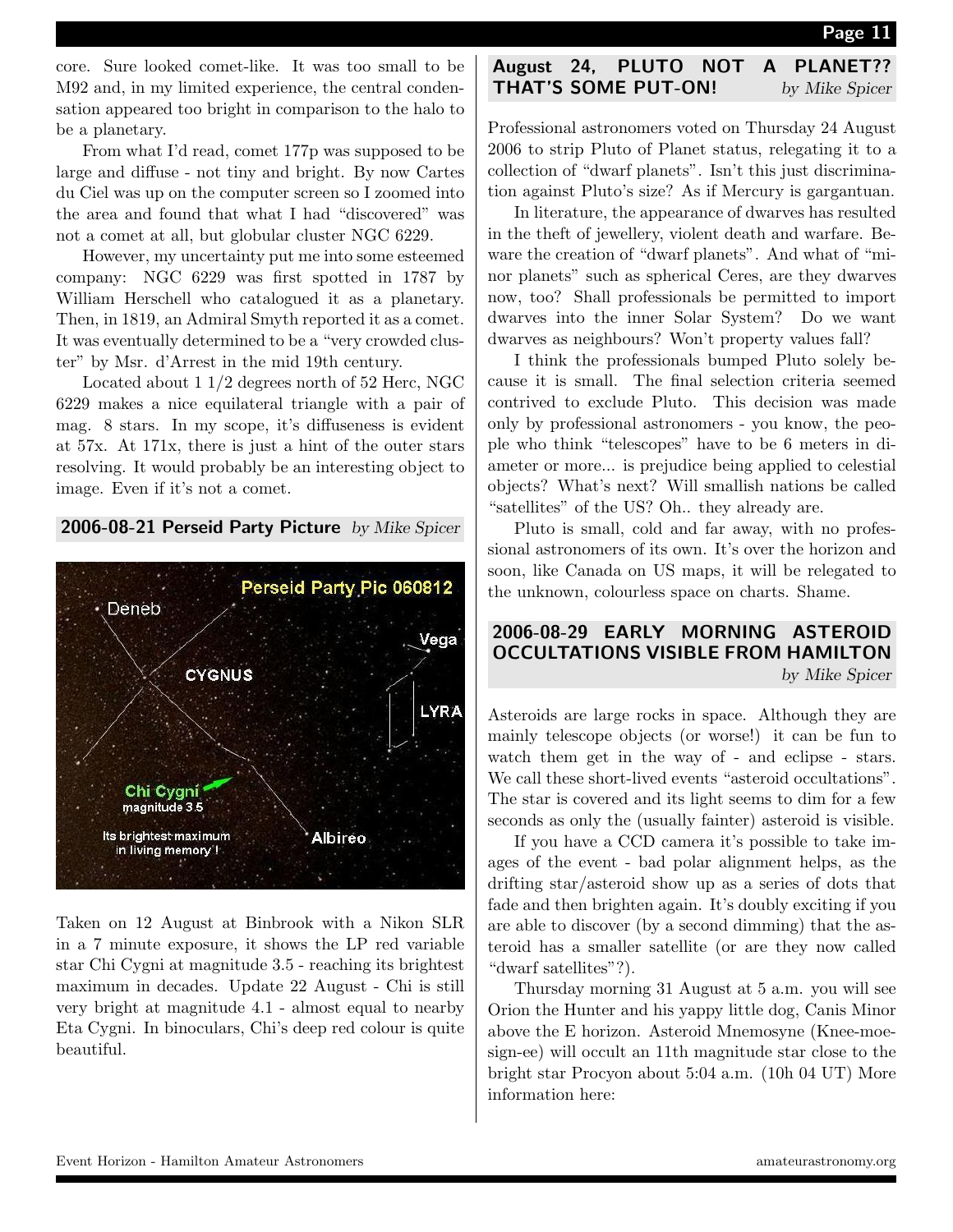core. Sure looked comet-like. It was too small to be M92 and, in my limited experience, the central condensation appeared too bright in comparison to the halo to be a planetary.

From what I'd read, comet 177p was supposed to be large and diffuse - not tiny and bright. By now Cartes du Ciel was up on the computer screen so I zoomed into the area and found that what I had "discovered" was not a comet at all, but globular cluster NGC 6229.

However, my uncertainty put me into some esteemed company: NGC 6229 was first spotted in 1787 by William Herschell who catalogued it as a planetary. Then, in 1819, an Admiral Smyth reported it as a comet. It was eventually determined to be a "very crowded cluster" by Msr. d'Arrest in the mid 19th century.

Located about 1 1/2 degrees north of 52 Herc, NGC 6229 makes a nice equilateral triangle with a pair of mag. 8 stars. In my scope, it's diffuseness is evident at 57x. At 171x, there is just a hint of the outer stars resolving. It would probably be an interesting object to image. Even if it's not a comet.

## 2006-08-21 Perseid Party Picture *by Mike Spicer*

Taken on 12 August at Binbrook with a Nikon SLR in a 7 minute exposure, it shows the LP red variable star Chi Cygni at magnitude 3.5 - reaching its brightest maximum in decades. Update 22 August - Chi is still very bright at magnitude 4.1 - almost equal to nearby Eta Cygni. In binoculars, Chi's deep red colour is quite beautiful.

## August 24, PLUTO NOT A PLANET?? THAT'S SOME PUT-ON! *by Mike Spicer*

Professional astronomers voted on Thursday 24 August 2006 to strip Pluto of Planet status, relegating it to a collection of "dwarf planets". Isn't this just discrimination against Pluto's size? As if Mercury is gargantuan.

In literature, the appearance of dwarves has resulted in the theft of jewellery, violent death and warfare. Beware the creation of "dwarf planets". And what of "minor planets" such as spherical Ceres, are they dwarves now, too? Shall professionals be permitted to import dwarves into the inner Solar System? Do we want dwarves as neighbours? Won't property values fall?

I think the professionals bumped Pluto solely because it is small. The final selection criteria seemed contrived to exclude Pluto. This decision was made only by professional astronomers - you know, the people who think "telescopes" have to be 6 meters in diameter or more... is prejudice being applied to celestial objects? What's next? Will smallish nations be called "satellites" of the US? Oh.. they already are.

Pluto is small, cold and far away, with no professional astronomers of its own. It's over the horizon and soon, like Canada on US maps, it will be relegated to the unknown, colourless space on charts. Shame.

## 2006-08-29 EARLY MORNING ASTEROID OCCULTATIONS VISIBLE FROM HAMILTON *by Mike Spicer*

Asteroids are large rocks in space. Although they are mainly telescope objects (or worse!) it can be fun to watch them get in the way of - and eclipse - stars. We call these short-lived events "asteroid occultations". The star is covered and its light seems to dim for a few seconds as only the (usually fainter) asteroid is visible.

If you have a CCD camera it's possible to take images of the event - bad polar alignment helps, as the drifting star/asteroid show up as a series of dots that fade and then brighten again. It's doubly exciting if you are able to discover (by a second dimming) that the asteroid has a smaller satellite (or are they now called "dwarf satellites"?).

Thursday morning 31 August at 5 a.m. you will see Orion the Hunter and his yappy little dog, Canis Minor above the E horizon. Asteroid Mnemosyne (Knee-moe-sign-ee) will occult an 11th magnitude star close to the bright star Procyon about 5:04 a.m. (10h 04 UT) More information here: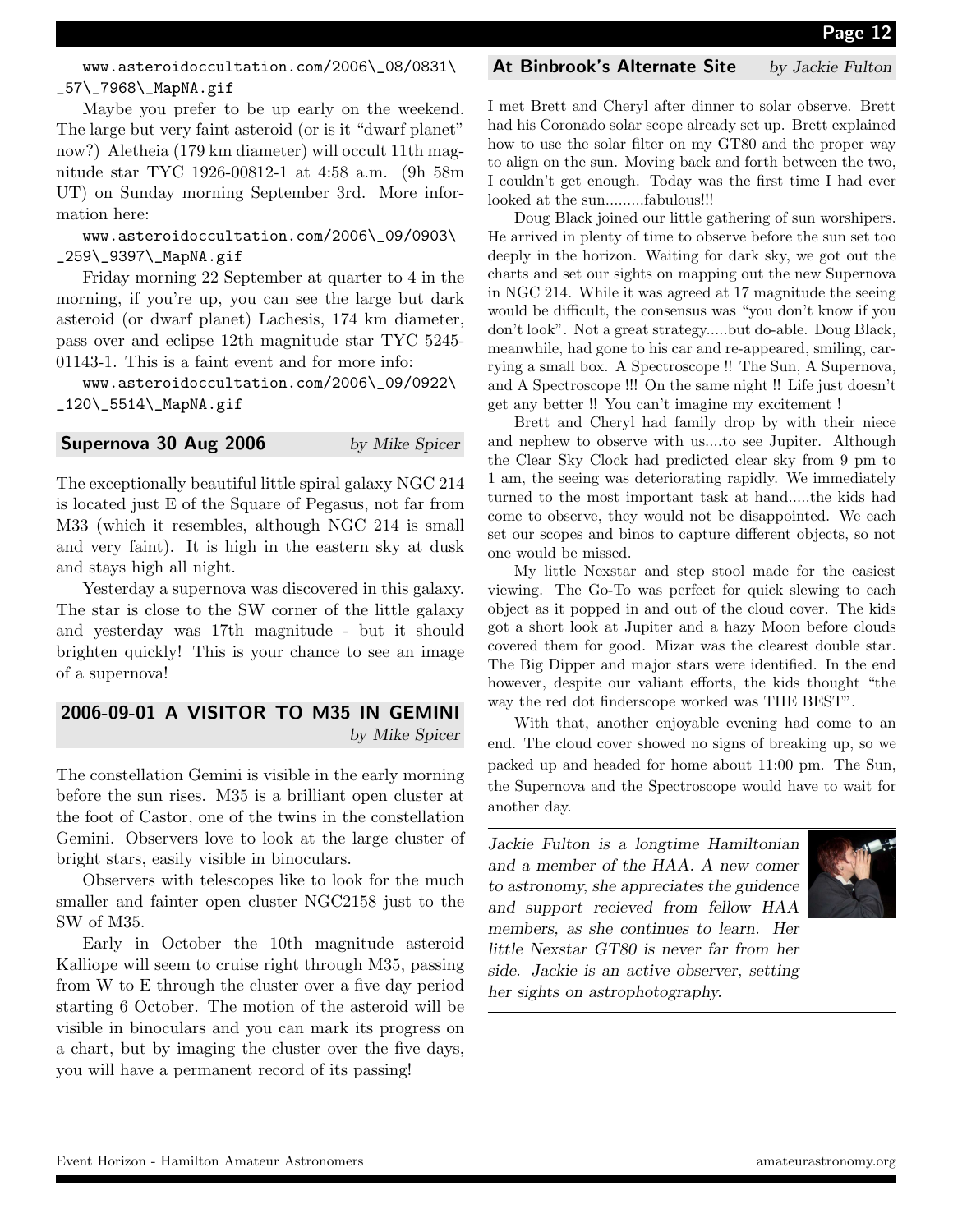www.asteroidoccultation.com/2006_08/0831_57_7968_MapNA.gif

Maybe you prefer to be up early on the weekend. The large but very faint asteroid (or is it "dwarf planet" now?) Aletheia (179 km diameter) will occult 11th magnitude star TYC 1926-00812-1 at 4:58 a.m. (9h 58m UT) on Sunday morning September 3rd. More information here:

www.asteroidoccultation.com/2006_09/0903_259_9397_MapNA.gif

Friday morning 22 September at quarter to 4 in the morning, if you're up, you can see the large but dark asteroid (or dwarf planet) Lachesis, 174 km diameter, pass over and eclipse 12th magnitude star TYC 5245-01143-1. This is a faint event and for more info:

www.asteroidoccultation.com/2006_09/0922_120_5514_MapNA.gif

## Supernova 30 Aug 2006

*by Mike Spicer*

The exceptionally beautiful little spiral galaxy NGC 214 is located just E of the Square of Pegasus, not far from M33 (which it resembles, although NGC 214 is small and very faint). It is high in the eastern sky at dusk and stays high all night.

Yesterday a supernova was discovered in this galaxy. The star is close to the SW corner of the little galaxy and yesterday was 17th magnitude - but it should brighten quickly! This is your chance to see an image of a supernova!

## 2006-09-01 A VISITOR TO M35 IN GEMINI

*by Mike Spicer*

The constellation Gemini is visible in the early morning before the sun rises. M35 is a brilliant open cluster at the foot of Castor, one of the twins in the constellation Gemini. Observers love to look at the large cluster of bright stars, easily visible in binoculars.

Observers with telescopes like to look for the much smaller and fainter open cluster NGC2158 just to the SW of M35.

Early in October the 10th magnitude asteroid Kalliope will seem to cruise right through M35, passing from W to E through the cluster over a five day period starting 6 October. The motion of the asteroid will be visible in binoculars and you can mark its progress on a chart, but by imaging the cluster over the five days, you will have a permanent record of its passing!

## At Binbrook's Alternate Site

*by Jackie Fulton*

I met Brett and Cheryl after dinner to solar observe. Brett had his Coronado solar scope already set up. Brett explained how to use the solar filter on my GT80 and the proper way to align on the sun. Moving back and forth between the two, I couldn't get enough. Today was the first time I had ever looked at the sun.........fabulous!!!

Doug Black joined our little gathering of sun worshipers. He arrived in plenty of time to observe before the sun set too deeply in the horizon. Waiting for dark sky, we got out the charts and set our sights on mapping out the new Supernova in NGC 214. While it was agreed at 17 magnitude the seeing would be difficult, the consensus was "you don't know if you don't look". Not a great strategy.....but do-able. Doug Black, meanwhile, had gone to his car and re-appeared, smiling, carrying a small box. A Spectroscope !! The Sun, A Supernova, and A Spectroscope !!! On the same night !! Life just doesn't get any better !! You can't imagine my excitement !

Brett and Cheryl had family drop by with their niece and nephew to observe with us....to see Jupiter. Although the Clear Sky Clock had predicted clear sky from 9 pm to 1 am, the seeing was deteriorating rapidly. We immediately turned to the most important task at hand.....the kids had come to observe, they would not be disappointed. We each set our scopes and binos to capture different objects, so not one would be missed.

My little Nexstar and step stool made for the easiest viewing. The Go-To was perfect for quick slewing to each object as it popped in and out of the cloud cover. The kids got a short look at Jupiter and a hazy Moon before clouds covered them for good. Mizar was the clearest double star. The Big Dipper and major stars were identified. In the end however, despite our valiant efforts, the kids thought "the way the red dot finderscope worked was THE BEST".

With that, another enjoyable evening had come to an end. The cloud cover showed no signs of breaking up, so we packed up and headed for home about 11:00 pm. The Sun, the Supernova and the Spectroscope would have to wait for another day.

*Jackie Fulton is a longtime Hamiltonian and a member of the HAA. A new comer to astronomy, she appreciates the guidence and support recieved from fellow HAA members, as she continues to learn. Her little Nexstar GT80 is never far from her side. Jackie is an active observer, setting her sights on astrophotography.*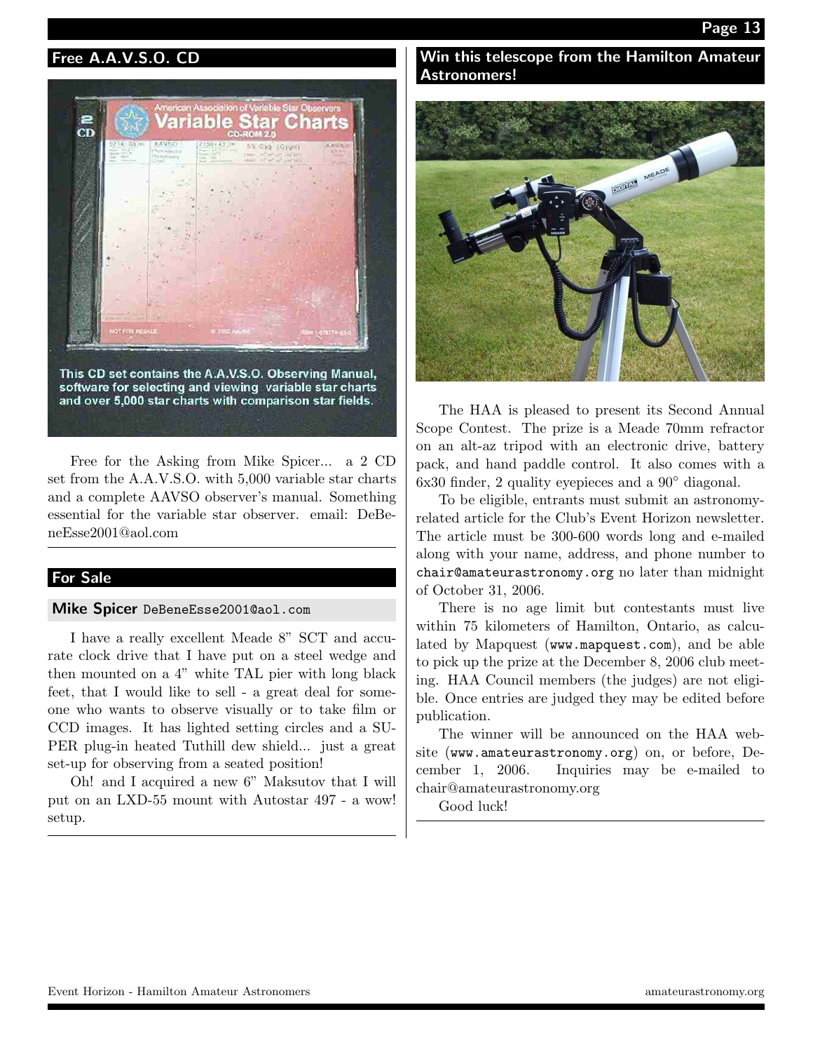## Free A.A.V.S.O. CD

This CD set contains the A.A.V.S.O. Observing Manual, software for selecting and viewing variable star charts and over 5,000 star charts with comparison star fields.

Free for the Asking from Mike Spicer... a 2 CD set from the A.A.V.S.O. with 5,000 variable star charts and a complete AAVSO observer's manual. Something essential for the variable star observer. email: DeBeneEsse2001@aol.com

## For Sale

### Mike Spicer DeBeneEsse2001@aol.com

I have a really excellent Meade 8" SCT and accurate clock drive that I have put on a steel wedge and then mounted on a 4" white TAL pier with long black feet, that I would like to sell - a great deal for someone who wants to observe visually or to take film or CCD images. It has lighted setting circles and a SUPER plug-in heated Tuthill dew shield... just a great set-up for observing from a seated position!

Oh! and I acquired a new 6" Maksutov that I will put on an LXD-55 mount with Autostar 497 - a wow! setup.

## Win this telescope from the Hamilton Amateur Astronomers!

The HAA is pleased to present its Second Annual Scope Contest. The prize is a Meade 70mm refractor on an alt-az tripod with an electronic drive, battery pack, and hand paddle control. It also comes with a 6x30 finder, 2 quality eyepieces and a 90° diagonal.

To be eligible, entrants must submit an astronomy-related article for the Club's Event Horizon newsletter. The article must be 300-600 words long and e-mailed along with your name, address, and phone number to chair@amateurastronomy.org no later than midnight of October 31, 2006.

There is no age limit but contestants must live within 75 kilometers of Hamilton, Ontario, as calculated by Mapquest (www.mapquest.com), and be able to pick up the prize at the December 8, 2006 club meeting. HAA Council members (the judges) are not eligible. Once entries are judged they may be edited before publication.

The winner will be announced on the HAA website (www.amateurastronomy.org) on, or before, December 1, 2006. Inquiries may be e-mailed to chair@amateurastronomy.org

Good luck!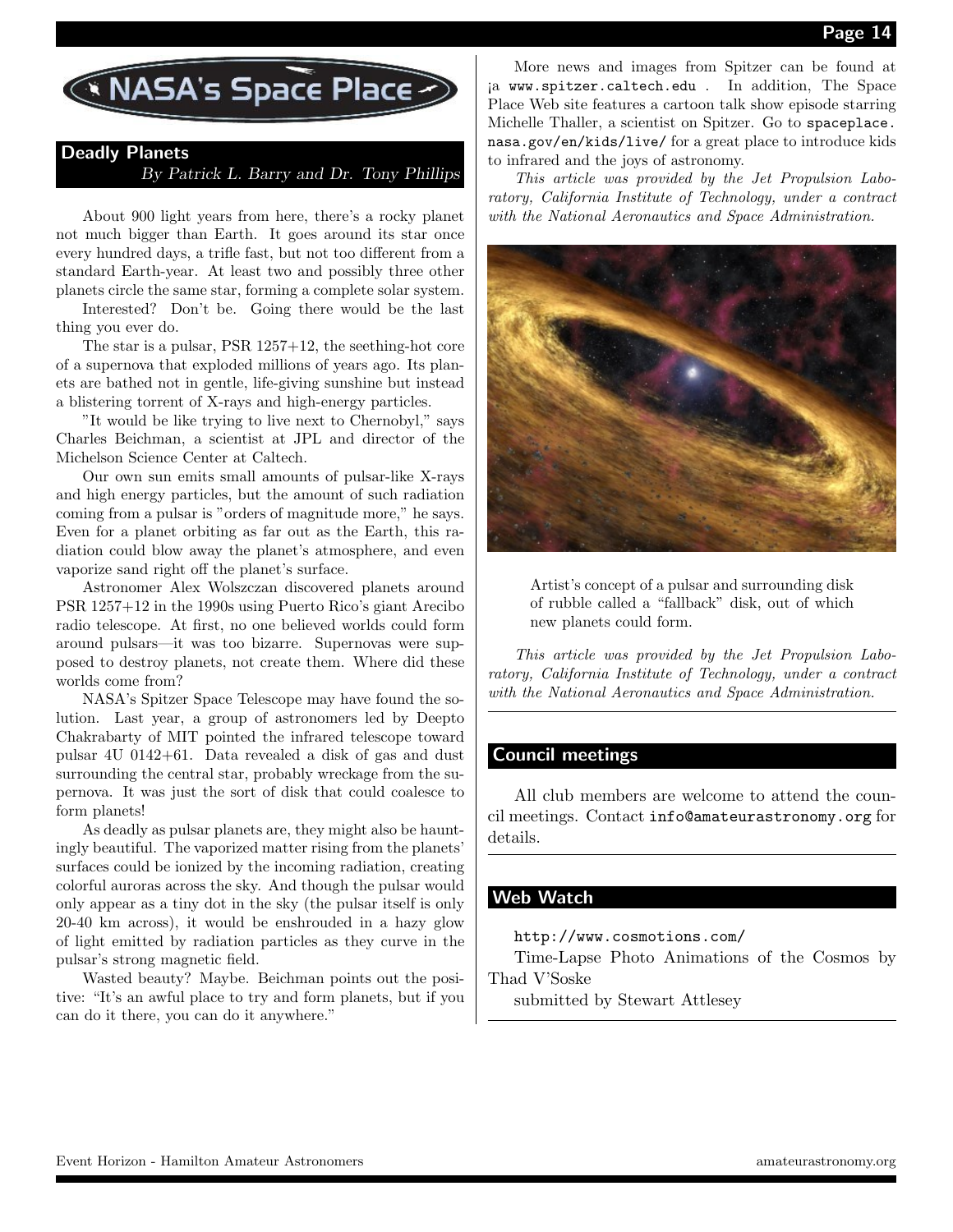NASA's Space Place

## Deadly Planets

*By Patrick L. Barry and Dr. Tony Phillips*

About 900 light years from here, there's a rocky planet not much bigger than Earth. It goes around its star once every hundred days, a trifle fast, but not too different from a standard Earth-year. At least two and possibly three other planets circle the same star, forming a complete solar system.

Interested? Don't be. Going there would be the last thing you ever do.

The star is a pulsar, PSR 1257+12, the seething-hot core of a supernova that exploded millions of years ago. Its planets are bathed not in gentle, life-giving sunshine but instead a blistering torrent of X-rays and high-energy particles.

"It would be like trying to live next to Chernobyl," says Charles Beichman, a scientist at JPL and director of the Michelson Science Center at Caltech.

Our own sun emits small amounts of pulsar-like X-rays and high energy particles, but the amount of such radiation coming from a pulsar is "orders of magnitude more," he says. Even for a planet orbiting as far out as the Earth, this radiation could blow away the planet's atmosphere, and even vaporize sand right off the planet's surface.

Astronomer Alex Wolszczan discovered planets around PSR 1257+12 in the 1990s using Puerto Rico's giant Arecibo radio telescope. At first, no one believed worlds could form around pulsars—it was too bizarre. Supernovas were supposed to destroy planets, not create them. Where did these worlds come from?

NASA's Spitzer Space Telescope may have found the solution. Last year, a group of astronomers led by Deepto Chakrabarty of MIT pointed the infrared telescope toward pulsar 4U 0142+61. Data revealed a disk of gas and dust surrounding the central star, probably wreckage from the supernova. It was just the sort of disk that could coalesce to form planets!

As deadly as pulsar planets are, they might also be hauntingly beautiful. The vaporized matter rising from the planets' surfaces could be ionized by the incoming radiation, creating colorful auroras across the sky. And though the pulsar would only appear as a tiny dot in the sky (the pulsar itself is only 20-40 km across), it would be enshrouded in a hazy glow of light emitted by radiation particles as they curve in the pulsar's strong magnetic field.

Wasted beauty? Maybe. Beichman points out the positive: "It's an awful place to try and form planets, but if you can do it there, you can do it anywhere."

More news and images from Spitzer can be found at ¡a www.spitzer.caltech.edu . In addition, The Space Place Web site features a cartoon talk show episode starring Michelle Thaller, a scientist on Spitzer. Go to spaceplace.nasa.gov/en/kids/live/ for a great place to introduce kids to infrared and the joys of astronomy.

*This article was provided by the Jet Propulsion Laboratory, California Institute of Technology, under a contract with the National Aeronautics and Space Administration.*

Artist's concept of a pulsar and surrounding disk of rubble called a "fallback" disk, out of which new planets could form.

*This article was provided by the Jet Propulsion Laboratory, California Institute of Technology, under a contract with the National Aeronautics and Space Administration.*

## Council meetings

All club members are welcome to attend the council meetings. Contact info@amateurastronomy.org for details.

## Web Watch

http://www.cosmotions.com/

Time-Lapse Photo Animations of the Cosmos by Thad V'Soske

submitted by Stewart Attlesey